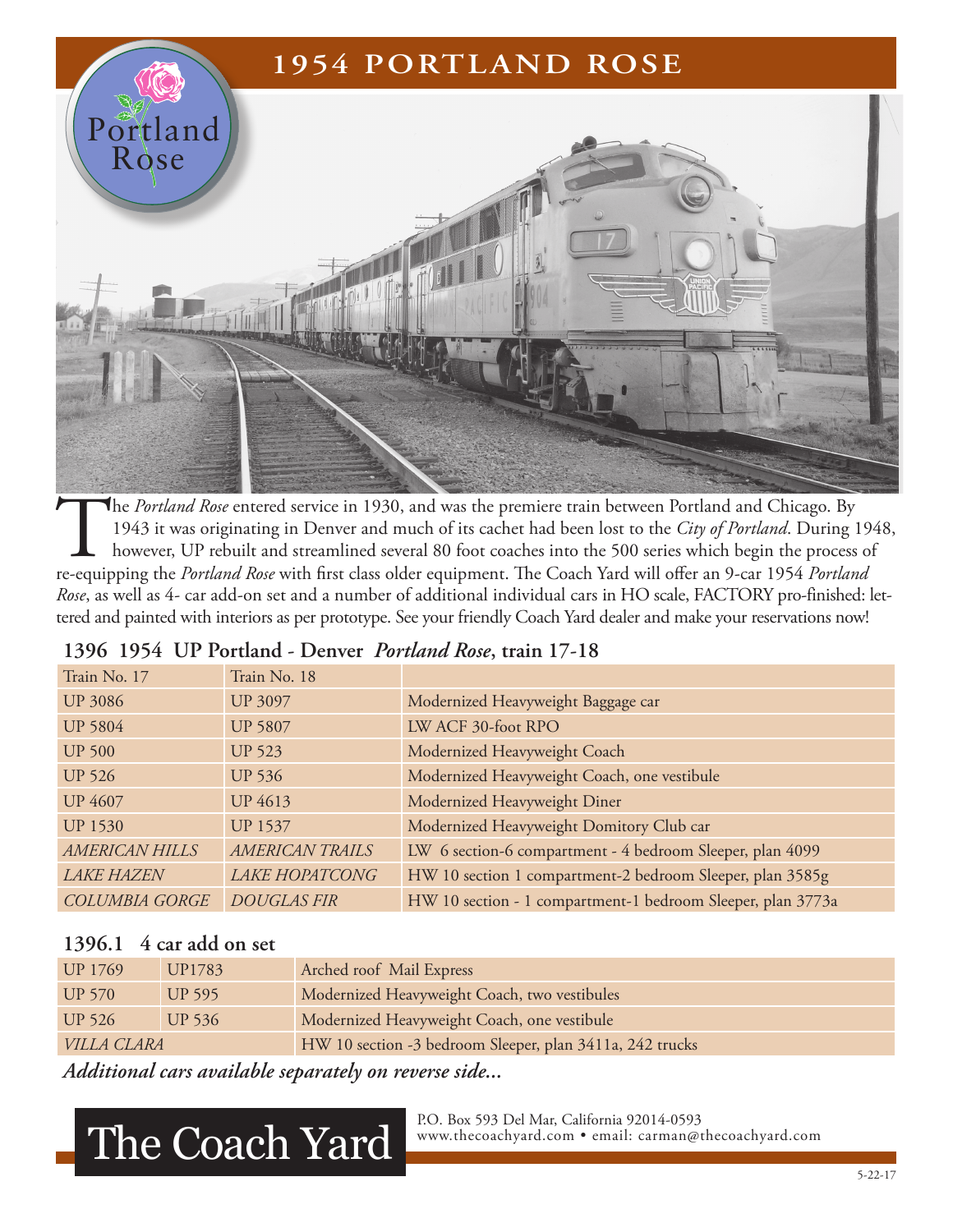# 1954 PORTLAND ROSE

Portland Rose

The *Portland Rose* entered service in 1930, and was the premiere train between Portland and Chicago. By 1943 it was originating in Denver and much of its cachet had been lost to the *City of Portland*. During 1948, however, UP rebuilt and streamlined several 80 foot coaches into the 500 series which begin the process of re-equipping the *Portland Rose* with first class older equipment. The Coach Yard will offer an 9-car 1954 *Portland Rose*, as well as 4- car add-on set and a number of additional individual cars in HO scale, FACTORY pro-finished: lettered and painted with interiors as per prototype. See your friendly Coach Yard dealer and make your reservations now!

## 1396 1954 UP Portland - Denver *Portland Rose*, train 17-18

| Train No. 17 | Train No. 18 | |
|---|---|---|
| UP 3086 | UP 3097 | Modernized Heavyweight Baggage car |
| UP 5804 | UP 5807 | LW ACF 30-foot RPO |
| UP 500 | UP 523 | Modernized Heavyweight Coach |
| UP 526 | UP 536 | Modernized Heavyweight Coach, one vestibule |
| UP 4607 | UP 4613 | Modernized Heavyweight Diner |
| UP 1530 | UP 1537 | Modernized Heavyweight Domitory Club car |
| *AMERICAN HILLS* | *AMERICAN TRAILS* | LW 6 section-6 compartment - 4 bedroom Sleeper, plan 4099 |
| *LAKE HAZEN* | *LAKE HOPATCONG* | HW 10 section 1 compartment-2 bedroom Sleeper, plan 3585g |
| *COLUMBIA GORGE* | *DOUGLAS FIR* | HW 10 section - 1 compartment-1 bedroom Sleeper, plan 3773a |

## 1396.1 4 car add on set

| | | |
|---|---|---|
| UP 1769 | UP1783 | Arched roof Mail Express |
| UP 570 | UP 595 | Modernized Heavyweight Coach, two vestibules |
| UP 526 | UP 536 | Modernized Heavyweight Coach, one vestibule |
| *VILLA CLARA* | | HW 10 section -3 bedroom Sleeper, plan 3411a, 242 trucks |

***Additional cars available separately on reverse side...***

The Coach Yard

P.O. Box 593 Del Mar, California 92014-0593
www.thecoachyard.com • email: carman@thecoachyard.com

5-22-17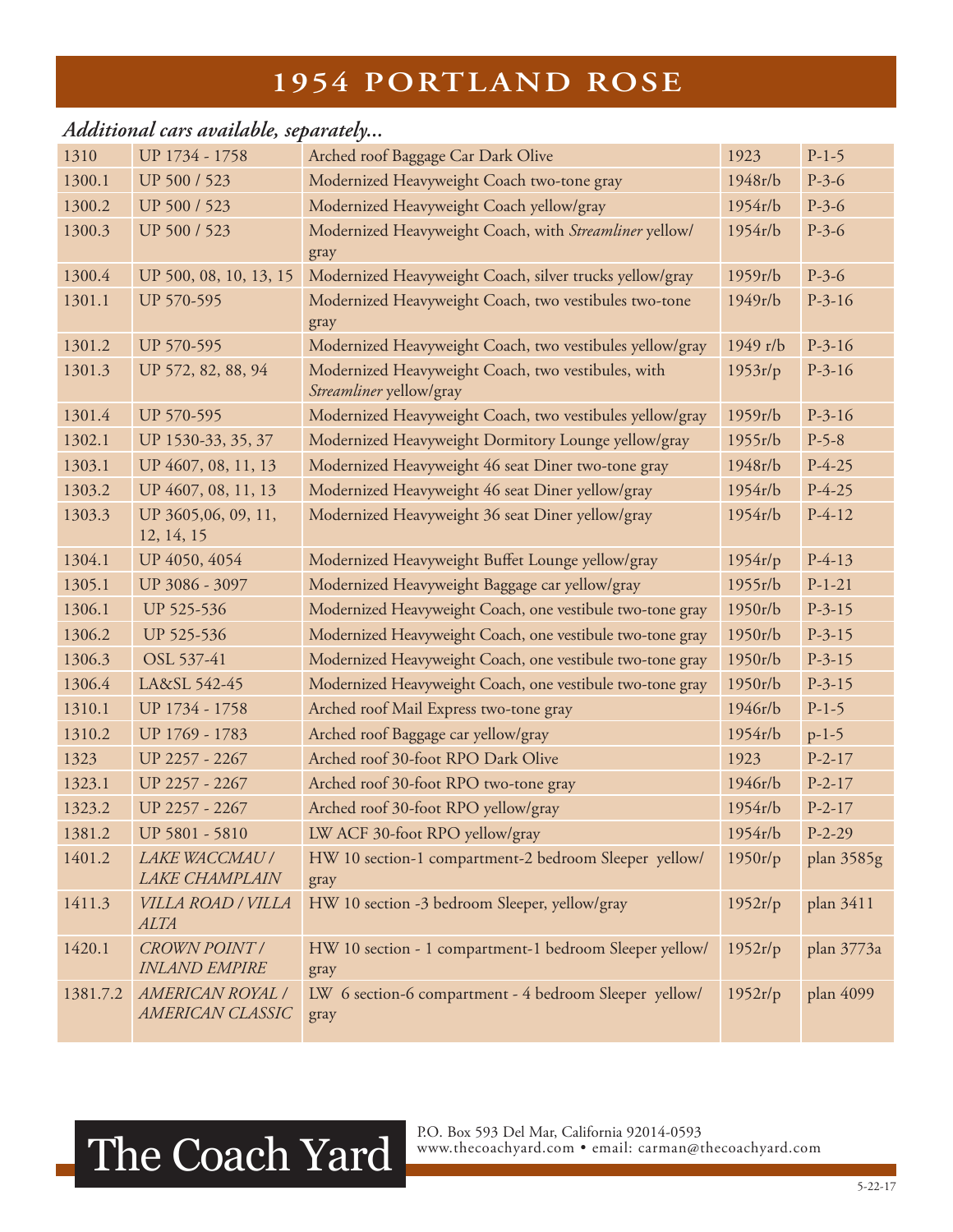# 1954 PORTLAND ROSE

*Additional cars available, separately...*

| | | | | |
|---|---|---|---|---|
| 1310 | UP 1734 - 1758 | Arched roof Baggage Car Dark Olive | 1923 | P-1-5 |
| 1300.1 | UP 500 / 523 | Modernized Heavyweight Coach two-tone gray | 1948r/b | P-3-6 |
| 1300.2 | UP 500 / 523 | Modernized Heavyweight Coach yellow/gray | 1954r/b | P-3-6 |
| 1300.3 | UP 500 / 523 | Modernized Heavyweight Coach, with *Streamliner* yellow/gray | 1954r/b | P-3-6 |
| 1300.4 | UP 500, 08, 10, 13, 15 | Modernized Heavyweight Coach, silver trucks yellow/gray | 1959r/b | P-3-6 |
| 1301.1 | UP 570-595 | Modernized Heavyweight Coach, two vestibules two-tone gray | 1949r/b | P-3-16 |
| 1301.2 | UP 570-595 | Modernized Heavyweight Coach, two vestibules yellow/gray | 1949 r/b | P-3-16 |
| 1301.3 | UP 572, 82, 88, 94 | Modernized Heavyweight Coach, two vestibules, with *Streamliner* yellow/gray | 1953r/p | P-3-16 |
| 1301.4 | UP 570-595 | Modernized Heavyweight Coach, two vestibules yellow/gray | 1959r/b | P-3-16 |
| 1302.1 | UP 1530-33, 35, 37 | Modernized Heavyweight Dormitory Lounge yellow/gray | 1955r/b | P-5-8 |
| 1303.1 | UP 4607, 08, 11, 13 | Modernized Heavyweight 46 seat Diner two-tone gray | 1948r/b | P-4-25 |
| 1303.2 | UP 4607, 08, 11, 13 | Modernized Heavyweight 46 seat Diner yellow/gray | 1954r/b | P-4-25 |
| 1303.3 | UP 3605,06, 09, 11, 12, 14, 15 | Modernized Heavyweight 36 seat Diner yellow/gray | 1954r/b | P-4-12 |
| 1304.1 | UP 4050, 4054 | Modernized Heavyweight Buffet Lounge yellow/gray | 1954r/p | P-4-13 |
| 1305.1 | UP 3086 - 3097 | Modernized Heavyweight Baggage car yellow/gray | 1955r/b | P-1-21 |
| 1306.1 | UP 525-536 | Modernized Heavyweight Coach, one vestibule two-tone gray | 1950r/b | P-3-15 |
| 1306.2 | UP 525-536 | Modernized Heavyweight Coach, one vestibule two-tone gray | 1950r/b | P-3-15 |
| 1306.3 | OSL 537-41 | Modernized Heavyweight Coach, one vestibule two-tone gray | 1950r/b | P-3-15 |
| 1306.4 | LA&SL 542-45 | Modernized Heavyweight Coach, one vestibule two-tone gray | 1950r/b | P-3-15 |
| 1310.1 | UP 1734 - 1758 | Arched roof Mail Express two-tone gray | 1946r/b | P-1-5 |
| 1310.2 | UP 1769 - 1783 | Arched roof Baggage car yellow/gray | 1954r/b | p-1-5 |
| 1323 | UP 2257 - 2267 | Arched roof 30-foot RPO Dark Olive | 1923 | P-2-17 |
| 1323.1 | UP 2257 - 2267 | Arched roof 30-foot RPO two-tone gray | 1946r/b | P-2-17 |
| 1323.2 | UP 2257 - 2267 | Arched roof 30-foot RPO yellow/gray | 1954r/b | P-2-17 |
| 1381.2 | UP 5801 - 5810 | LW ACF 30-foot RPO yellow/gray | 1954r/b | P-2-29 |
| 1401.2 | *LAKE WACCMAU / LAKE CHAMPLAIN* | HW 10 section-1 compartment-2 bedroom Sleeper yellow/gray | 1950r/p | plan 3585g |
| 1411.3 | *VILLA ROAD / VILLA ALTA* | HW 10 section -3 bedroom Sleeper, yellow/gray | 1952r/p | plan 3411 |
| 1420.1 | *CROWN POINT / INLAND EMPIRE* | HW 10 section - 1 compartment-1 bedroom Sleeper yellow/gray | 1952r/p | plan 3773a |
| 1381.7.2 | *AMERICAN ROYAL / AMERICAN CLASSIC* | LW 6 section-6 compartment - 4 bedroom Sleeper yellow/gray | 1952r/p | plan 4099 |

The Coach Yard

P.O. Box 593 Del Mar, California 92014-0593
www.thecoachyard.com • email: carman@thecoachyard.com

5-22-17